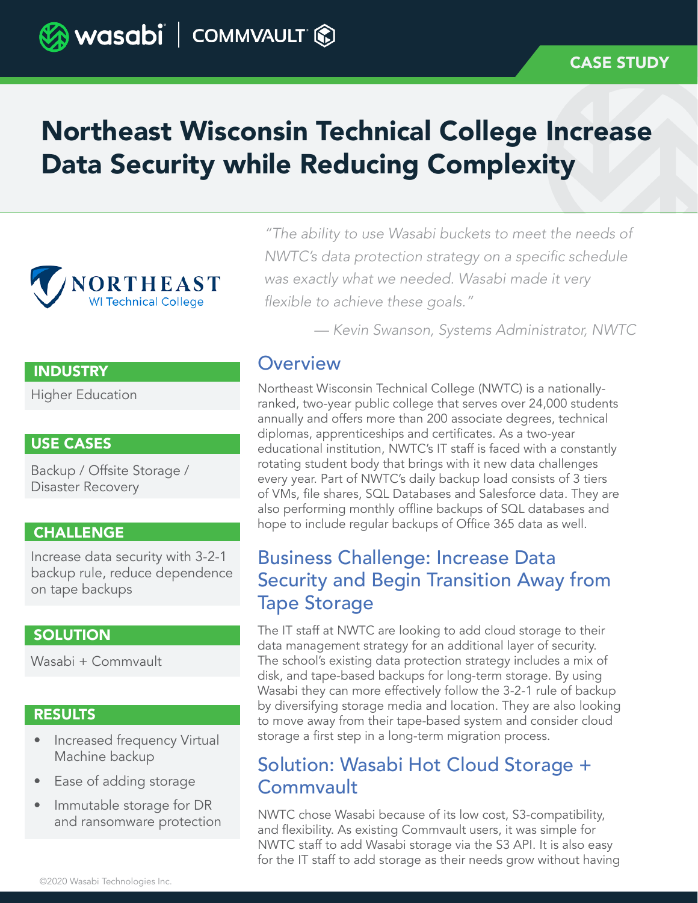CASE STUDY

# Northeast Wisconsin Technical College Increase Data Security while Reducing Complexity

*"The ability to use Wasabi buckets to meet the needs of NWTC's data protection strategy on a specific schedule was exactly what we needed. Wasabi made it very flexible to achieve these goals."*

*— Kevin Swanson, Systems Administrator, NWTC*

### INDUSTRY

Higher Education

### USE CASES

Backup / Offsite Storage / Disaster Recovery

### CHALLENGE

Increase data security with 3-2-1 backup rule, reduce dependence on tape backups

### SOLUTION

Wasabi + Commvault

### RESULTS

- Increased frequency Virtual Machine backup
- Ease of adding storage
- Immutable storage for DR and ransomware protection

## Overview

Northeast Wisconsin Technical College (NWTC) is a nationally-ranked, two-year public college that serves over 24,000 students annually and offers more than 200 associate degrees, technical diplomas, apprenticeships and certificates. As a two-year educational institution, NWTC's IT staff is faced with a constantly rotating student body that brings with it new data challenges every year. Part of NWTC's daily backup load consists of 3 tiers of VMs, file shares, SQL Databases and Salesforce data. They are also performing monthly offline backups of SQL databases and hope to include regular backups of Office 365 data as well.

## Business Challenge: Increase Data Security and Begin Transition Away from Tape Storage

The IT staff at NWTC are looking to add cloud storage to their data management strategy for an additional layer of security. The school's existing data protection strategy includes a mix of disk, and tape-based backups for long-term storage. By using Wasabi they can more effectively follow the 3-2-1 rule of backup by diversifying storage media and location. They are also looking to move away from their tape-based system and consider cloud storage a first step in a long-term migration process.

## Solution: Wasabi Hot Cloud Storage + Commvault

NWTC chose Wasabi because of its low cost, S3-compatibility, and flexibility. As existing Commvault users, it was simple for NWTC staff to add Wasabi storage via the S3 API. It is also easy for the IT staff to add storage as their needs grow without having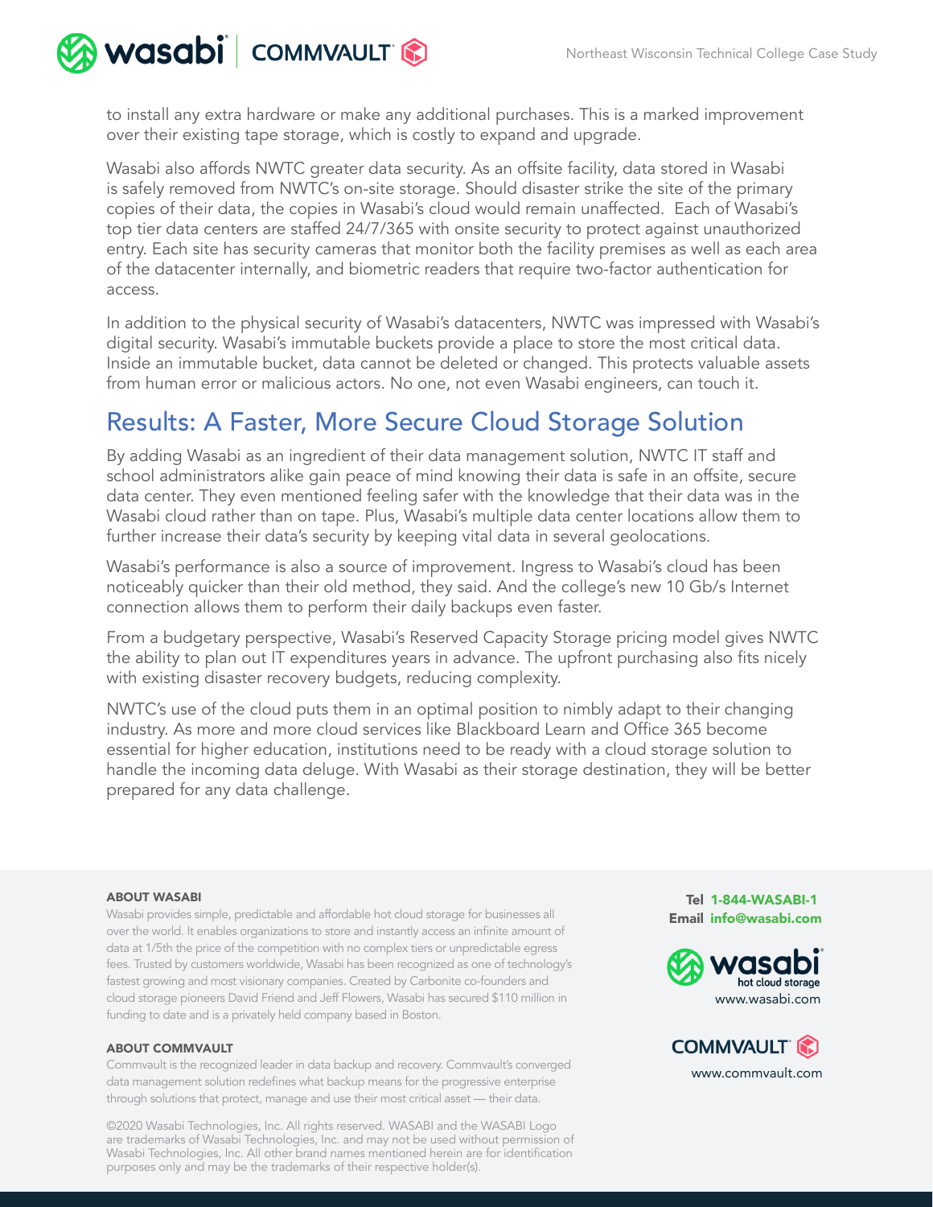to install any extra hardware or make any additional purchases. This is a marked improvement over their existing tape storage, which is costly to expand and upgrade.

Wasabi also affords NWTC greater data security. As an offsite facility, data stored in Wasabi is safely removed from NWTC's on-site storage. Should disaster strike the site of the primary copies of their data, the copies in Wasabi's cloud would remain unaffected. Each of Wasabi's top tier data centers are staffed 24/7/365 with onsite security to protect against unauthorized entry. Each site has security cameras that monitor both the facility premises as well as each area of the datacenter internally, and biometric readers that require two-factor authentication for access.

In addition to the physical security of Wasabi's datacenters, NWTC was impressed with Wasabi's digital security. Wasabi's immutable buckets provide a place to store the most critical data. Inside an immutable bucket, data cannot be deleted or changed. This protects valuable assets from human error or malicious actors. No one, not even Wasabi engineers, can touch it.

## Results: A Faster, More Secure Cloud Storage Solution

By adding Wasabi as an ingredient of their data management solution, NWTC IT staff and school administrators alike gain peace of mind knowing their data is safe in an offsite, secure data center. They even mentioned feeling safer with the knowledge that their data was in the Wasabi cloud rather than on tape. Plus, Wasabi's multiple data center locations allow them to further increase their data's security by keeping vital data in several geolocations.

Wasabi's performance is also a source of improvement. Ingress to Wasabi's cloud has been noticeably quicker than their old method, they said. And the college's new 10 Gb/s Internet connection allows them to perform their daily backups even faster.

From a budgetary perspective, Wasabi's Reserved Capacity Storage pricing model gives NWTC the ability to plan out IT expenditures years in advance. The upfront purchasing also fits nicely with existing disaster recovery budgets, reducing complexity.

NWTC's use of the cloud puts them in an optimal position to nimbly adapt to their changing industry. As more and more cloud services like Blackboard Learn and Office 365 become essential for higher education, institutions need to be ready with a cloud storage solution to handle the incoming data deluge. With Wasabi as their storage destination, they will be better prepared for any data challenge.

**ABOUT WASABI**

Wasabi provides simple, predictable and affordable hot cloud storage for businesses all over the world. It enables organizations to store and instantly access an infinite amount of data at 1/5th the price of the competition with no complex tiers or unpredictable egress fees. Trusted by customers worldwide, Wasabi has been recognized as one of technology's fastest growing and most visionary companies. Created by Carbonite co-founders and cloud storage pioneers David Friend and Jeff Flowers, Wasabi has secured $110 million in funding to date and is a privately held company based in Boston.

**ABOUT COMMVAULT**

Commvault is the recognized leader in data backup and recovery. Commvault's converged data management solution redefines what backup means for the progressive enterprise through solutions that protect, manage and use their most critical asset — their data.

©2020 Wasabi Technologies, Inc. All rights reserved. WASABI and the WASABI Logo are trademarks of Wasabi Technologies, Inc. and may not be used without permission of Wasabi Technologies, Inc. All other brand names mentioned herein are for identification purposes only and may be the trademarks of their respective holder(s).

**Tel** 1-844-WASABI-1
**Email** info@wasabi.com

wasabi hot cloud storage
www.wasabi.com

COMMVAULT
www.commvault.com